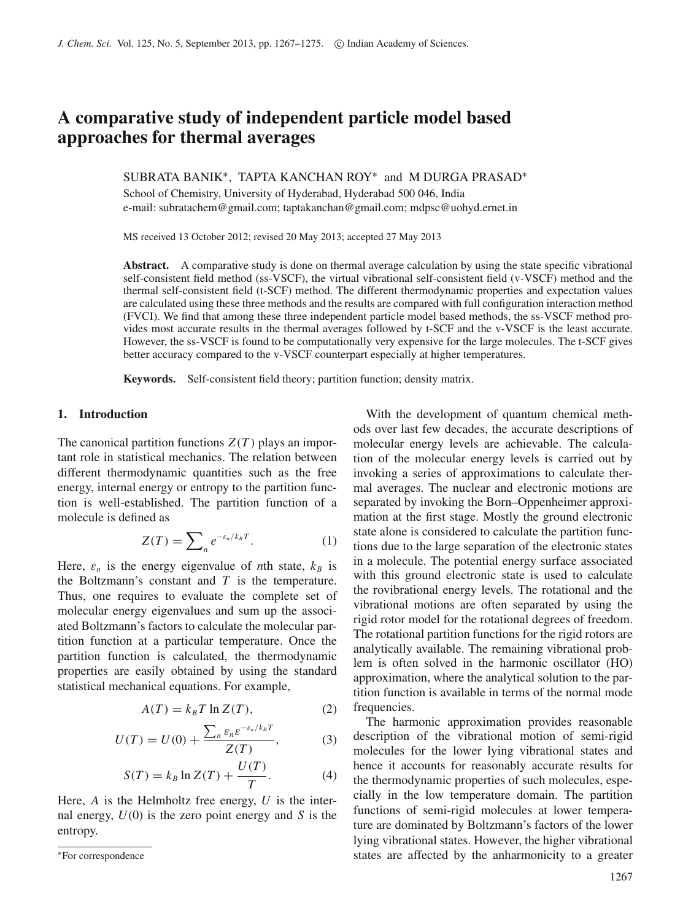# A comparative study of independent particle model based approaches for thermal averages

SUBRATA BANIK*, TAPTA KANCHAN ROY* and M DURGA PRASAD*

School of Chemistry, University of Hyderabad, Hyderabad 500 046, India
e-mail: subratachem@gmail.com; taptakanchan@gmail.com; mdpsc@uohyd.ernet.in

MS received 13 October 2012; revised 20 May 2013; accepted 27 May 2013

**Abstract.** A comparative study is done on thermal average calculation by using the state specific vibrational self-consistent field method (ss-VSCF), the virtual vibrational self-consistent field (v-VSCF) method and the thermal self-consistent field (t-SCF) method. The different thermodynamic properties and expectation values are calculated using these three methods and the results are compared with full configuration interaction method (FVCI). We find that among these three independent particle model based methods, the ss-VSCF method provides most accurate results in the thermal averages followed by t-SCF and the v-VSCF is the least accurate. However, the ss-VSCF is found to be computationally very expensive for the large molecules. The t-SCF gives better accuracy compared to the v-VSCF counterpart especially at higher temperatures.

**Keywords.** Self-consistent field theory; partition function; density matrix.

## 1. Introduction

The canonical partition functions $Z(T)$ plays an important role in statistical mechanics. The relation between different thermodynamic quantities such as the free energy, internal energy or entropy to the partition function is well-established. The partition function of a molecule is defined as

$$Z(T) = \sum_n e^{-\varepsilon_n/k_B T}. \quad (1)$$

Here, $\varepsilon_n$ is the energy eigenvalue of $n$th state, $k_B$ is the Boltzmann's constant and $T$ is the temperature. Thus, one requires to evaluate the complete set of molecular energy eigenvalues and sum up the associated Boltzmann's factors to calculate the molecular partition function at a particular temperature. Once the partition function is calculated, the thermodynamic properties are easily obtained by using the standard statistical mechanical equations. For example,

$$A(T) = k_B T \ln Z(T), \quad (2)$$

$$U(T) = U(0) + \frac{\sum_n \varepsilon_n \varepsilon^{-\varepsilon_n/k_B T}}{Z(T)}, \quad (3)$$

$$S(T) = k_B \ln Z(T) + \frac{U(T)}{T}. \quad (4)$$

Here, $A$ is the Helmholtz free energy, $U$ is the internal energy, $U(0)$ is the zero point energy and $S$ is the entropy.

With the development of quantum chemical methods over last few decades, the accurate descriptions of molecular energy levels are achievable. The calculation of the molecular energy levels is carried out by invoking a series of approximations to calculate thermal averages. The nuclear and electronic motions are separated by invoking the Born–Oppenheimer approximation at the first stage. Mostly the ground electronic state alone is considered to calculate the partition functions due to the large separation of the electronic states in a molecule. The potential energy surface associated with this ground electronic state is used to calculate the rovibrational energy levels. The rotational and the vibrational motions are often separated by using the rigid rotor model for the rotational degrees of freedom. The rotational partition functions for the rigid rotors are analytically available. The remaining vibrational problem is often solved in the harmonic oscillator (HO) approximation, where the analytical solution to the partition function is available in terms of the normal mode frequencies.

The harmonic approximation provides reasonable description of the vibrational motion of semi-rigid molecules for the lower lying vibrational states and hence it accounts for reasonably accurate results for the thermodynamic properties of such molecules, especially in the low temperature domain. The partition functions of semi-rigid molecules at lower temperature are dominated by Boltzmann's factors of the lower lying vibrational states. However, the higher vibrational states are affected by the anharmonicity to a greater

*For correspondence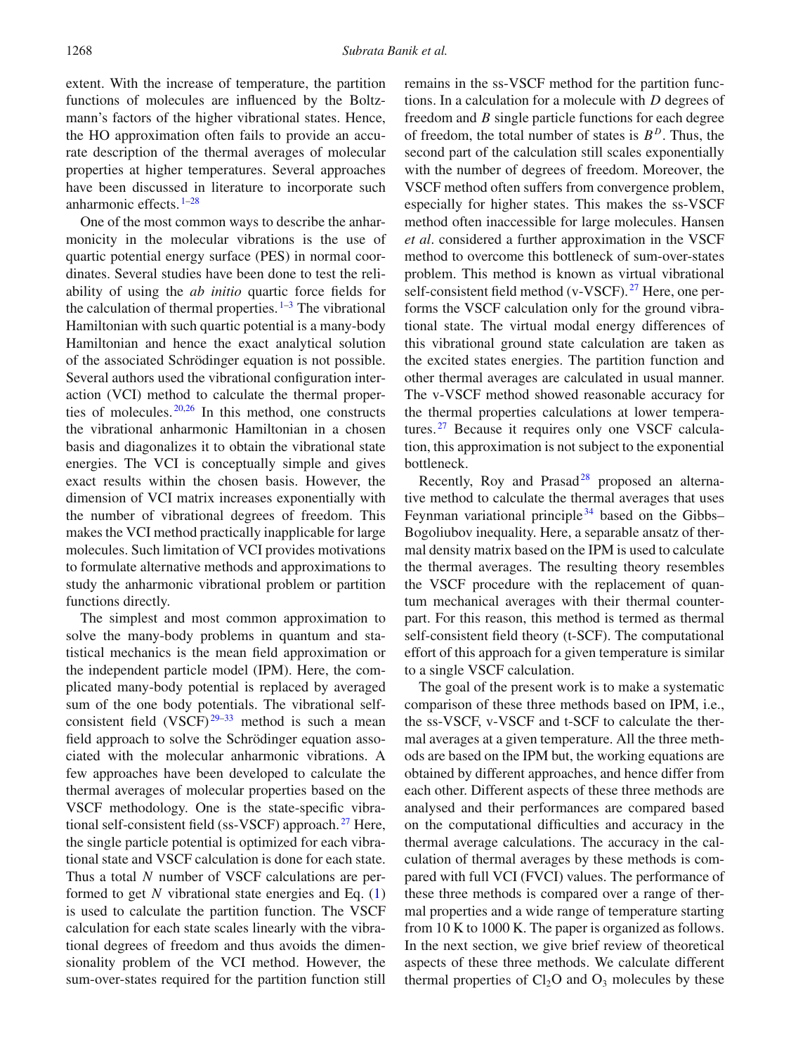extent. With the increase of temperature, the partition functions of molecules are influenced by the Boltzmann's factors of the higher vibrational states. Hence, the HO approximation often fails to provide an accurate description of the thermal averages of molecular properties at higher temperatures. Several approaches have been discussed in literature to incorporate such anharmonic effects.[1–28]

One of the most common ways to describe the anharmonicity in the molecular vibrations is the use of quartic potential energy surface (PES) in normal coordinates. Several studies have been done to test the reliability of using the *ab initio* quartic force fields for the calculation of thermal properties.[1–3] The vibrational Hamiltonian with such quartic potential is a many-body Hamiltonian and hence the exact analytical solution of the associated Schrödinger equation is not possible. Several authors used the vibrational configuration interaction (VCI) method to calculate the thermal properties of molecules.[20,26] In this method, one constructs the vibrational anharmonic Hamiltonian in a chosen basis and diagonalizes it to obtain the vibrational state energies. The VCI is conceptually simple and gives exact results within the chosen basis. However, the dimension of VCI matrix increases exponentially with the number of vibrational degrees of freedom. This makes the VCI method practically inapplicable for large molecules. Such limitation of VCI provides motivations to formulate alternative methods and approximations to study the anharmonic vibrational problem or partition functions directly.

The simplest and most common approximation to solve the many-body problems in quantum and statistical mechanics is the mean field approximation or the independent particle model (IPM). Here, the complicated many-body potential is replaced by averaged sum of the one body potentials. The vibrational self-consistent field (VSCF)[29–33] method is such a mean field approach to solve the Schrödinger equation associated with the molecular anharmonic vibrations. A few approaches have been developed to calculate the thermal averages of molecular properties based on the VSCF methodology. One is the state-specific vibrational self-consistent field (ss-VSCF) approach.[27] Here, the single particle potential is optimized for each vibrational state and VSCF calculation is done for each state. Thus a total $N$ number of VSCF calculations are performed to get $N$ vibrational state energies and Eq. (1) is used to calculate the partition function. The VSCF calculation for each state scales linearly with the vibrational degrees of freedom and thus avoids the dimensionality problem of the VCI method. However, the sum-over-states required for the partition function still remains in the ss-VSCF method for the partition functions. In a calculation for a molecule with $D$ degrees of freedom and $B$ single particle functions for each degree of freedom, the total number of states is $B^D$. Thus, the second part of the calculation still scales exponentially with the number of degrees of freedom. Moreover, the VSCF method often suffers from convergence problem, especially for higher states. This makes the ss-VSCF method often inaccessible for large molecules. Hansen *et al*. considered a further approximation in the VSCF method to overcome this bottleneck of sum-over-states problem. This method is known as virtual vibrational self-consistent field method (v-VSCF).[27] Here, one performs the VSCF calculation only for the ground vibrational state. The virtual modal energy differences of this vibrational ground state calculation are taken as the excited states energies. The partition function and other thermal averages are calculated in usual manner. The v-VSCF method showed reasonable accuracy for the thermal properties calculations at lower temperatures.[27] Because it requires only one VSCF calculation, this approximation is not subject to the exponential bottleneck.

Recently, Roy and Prasad[28] proposed an alternative method to calculate the thermal averages that uses Feynman variational principle[34] based on the Gibbs–Bogoliubov inequality. Here, a separable ansatz of thermal density matrix based on the IPM is used to calculate the thermal averages. The resulting theory resembles the VSCF procedure with the replacement of quantum mechanical averages with their thermal counterpart. For this reason, this method is termed as thermal self-consistent field theory (t-SCF). The computational effort of this approach for a given temperature is similar to a single VSCF calculation.

The goal of the present work is to make a systematic comparison of these three methods based on IPM, i.e., the ss-VSCF, v-VSCF and t-SCF to calculate the thermal averages at a given temperature. All the three methods are based on the IPM but, the working equations are obtained by different approaches, and hence differ from each other. Different aspects of these three methods are analysed and their performances are compared based on the computational difficulties and accuracy in the thermal average calculations. The accuracy in the calculation of thermal averages by these methods is compared with full VCI (FVCI) values. The performance of these three methods is compared over a range of thermal properties and a wide range of temperature starting from 10 K to 1000 K. The paper is organized as follows. In the next section, we give brief review of theoretical aspects of these three methods. We calculate different thermal properties of $Cl_2O$ and $O_3$ molecules by these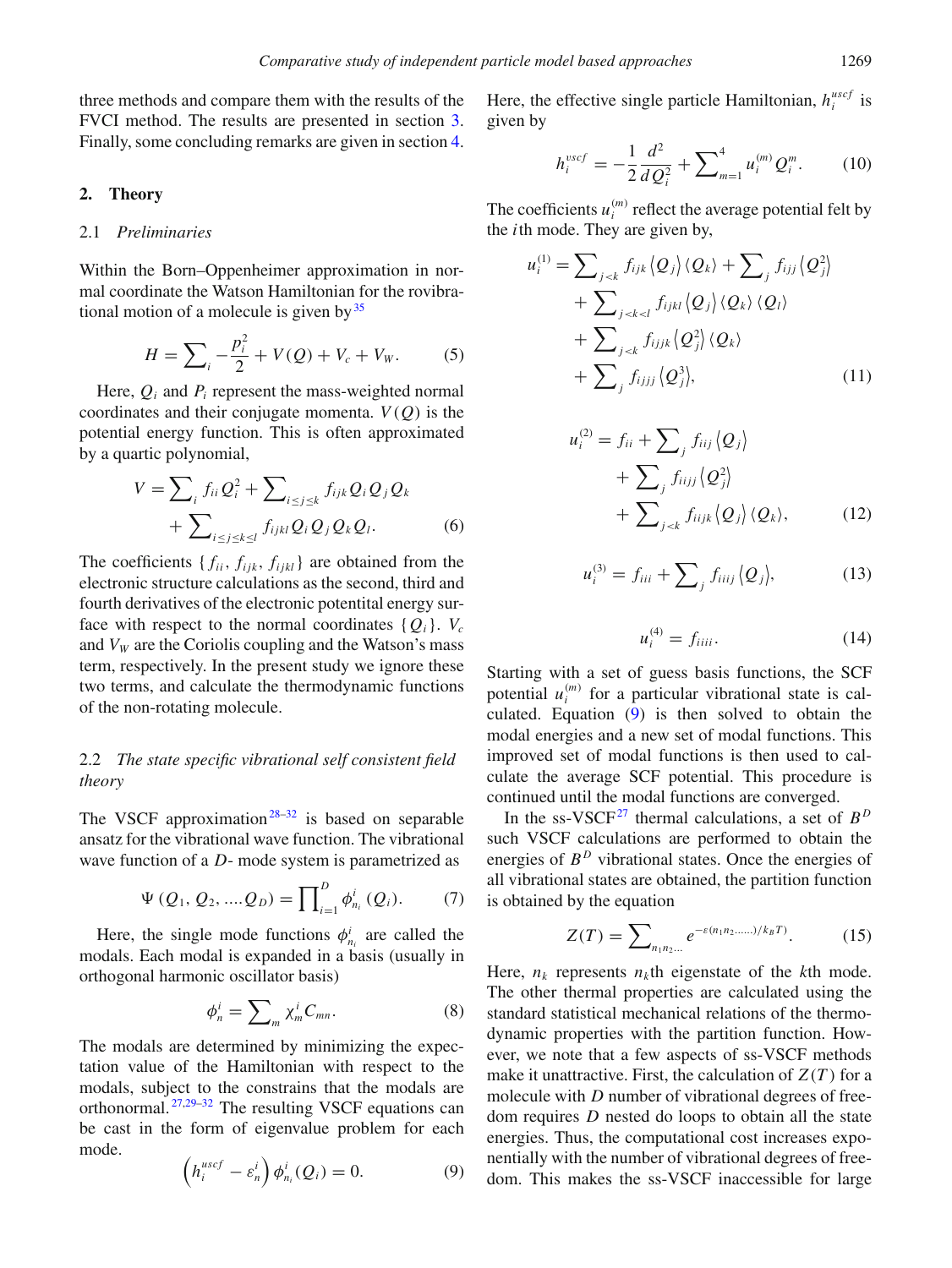three methods and compare them with the results of the FVCI method. The results are presented in section 3. Finally, some concluding remarks are given in section 4.

## 2. Theory

### 2.1 *Preliminaries*

Within the Born–Oppenheimer approximation in normal coordinate the Watson Hamiltonian for the rovibrational motion of a molecule is given by[35]

$$H = \sum_i -\frac{p_i^2}{2} + V(Q) + V_c + V_W. \tag{5}$$

Here, $Q_i$ and $P_i$ represent the mass-weighted normal coordinates and their conjugate momenta. $V(Q)$ is the potential energy function. This is often approximated by a quartic polynomial,

$$V = \sum_i f_{ii} Q_i^2 + \sum_{i \le j \le k} f_{ijk} Q_i Q_j Q_k + \sum_{i \le j \le k \le l} f_{ijkl} Q_i Q_j Q_k Q_l. \tag{6}$$

The coefficients $\{f_{ii}, f_{ijk}, f_{ijkl}\}$ are obtained from the electronic structure calculations as the second, third and fourth derivatives of the electronic potentital energy surface with respect to the normal coordinates $\{Q_i\}$. $V_c$ and $V_W$ are the Coriolis coupling and the Watson's mass term, respectively. In the present study we ignore these two terms, and calculate the thermodynamic functions of the non-rotating molecule.

### 2.2 *The state specific vibrational self consistent field theory*

The VSCF approximation[28–32] is based on separable ansatz for the vibrational wave function. The vibrational wave function of a $D$- mode system is parametrized as

$$\Psi(Q_1, Q_2, \ldots Q_D) = \prod_{i=1}^{D} \phi_{n_i}^i (Q_i). \tag{7}$$

Here, the single mode functions $\phi_{n_i}^i$ are called the modals. Each modal is expanded in a basis (usually in orthogonal harmonic oscillator basis)

$$\phi_n^i = \sum_m \chi_m^i C_{mn}. \tag{8}$$

The modals are determined by minimizing the expectation value of the Hamiltonian with respect to the modals, subject to the constrains that the modals are orthonormal.[27,29–32] The resulting VSCF equations can be cast in the form of eigenvalue problem for each mode.

$$\left(h_i^{uscf} - \varepsilon_n^i\right) \phi_{n_i}^i (Q_i) = 0. \tag{9}$$

Here, the effective single particle Hamiltonian, $h_i^{uscf}$ is given by

$$h_i^{vscf} = -\frac{1}{2}\frac{d^2}{dQ_i^2} + \sum_{m=1}^{4} u_i^{(m)} Q_i^m. \tag{10}$$

The coefficients $u_i^{(m)}$ reflect the average potential felt by the $i$th mode. They are given by,

$$\begin{aligned} u_i^{(1)} = {} & \sum_{j<k} f_{ijk} \langle Q_j \rangle \langle Q_k \rangle + \sum_j f_{ijj} \langle Q_j^2 \rangle \\ & + \sum_{j<k<l} f_{ijkl} \langle Q_j \rangle \langle Q_k \rangle \langle Q_l \rangle \\ & + \sum_{j<k} f_{ijjk} \langle Q_j^2 \rangle \langle Q_k \rangle \\ & + \sum_j f_{ijjj} \langle Q_j^3 \rangle, \end{aligned} \tag{11}$$

$$\begin{aligned} u_i^{(2)} = {} & f_{ii} + \sum_j f_{iij} \langle Q_j \rangle \\ & + \sum_j f_{iijj} \langle Q_j^2 \rangle \\ & + \sum_{j<k} f_{iijk} \langle Q_j \rangle \langle Q_k \rangle, \end{aligned} \tag{12}$$

$$u_i^{(3)} = f_{iii} + \sum_j f_{iiij} \langle Q_j \rangle, \tag{13}$$

$$u_i^{(4)} = f_{iiii}. \tag{14}$$

Starting with a set of guess basis functions, the SCF potential $u_i^{(m)}$ for a particular vibrational state is calculated. Equation (9) is then solved to obtain the modal energies and a new set of modal functions. This improved set of modal functions is then used to calculate the average SCF potential. This procedure is continued until the modal functions are converged.

In the ss-VSCF[27] thermal calculations, a set of $B^D$ such VSCF calculations are performed to obtain the energies of $B^D$ vibrational states. Once the energies of all vibrational states are obtained, the partition function is obtained by the equation

$$Z(T) = \sum_{n_1 n_2 \ldots} e^{-\varepsilon(n_1 n_2 \ldots\ldots)/k_B T)}. \tag{15}$$

Here, $n_k$ represents $n_k$th eigenstate of the $k$th mode. The other thermal properties are calculated using the standard statistical mechanical relations of the thermodynamic properties with the partition function. However, we note that a few aspects of ss-VSCF methods make it unattractive. First, the calculation of $Z(T)$ for a molecule with $D$ number of vibrational degrees of freedom requires $D$ nested do loops to obtain all the state energies. Thus, the computational cost increases exponentially with the number of vibrational degrees of freedom. This makes the ss-VSCF inaccessible for large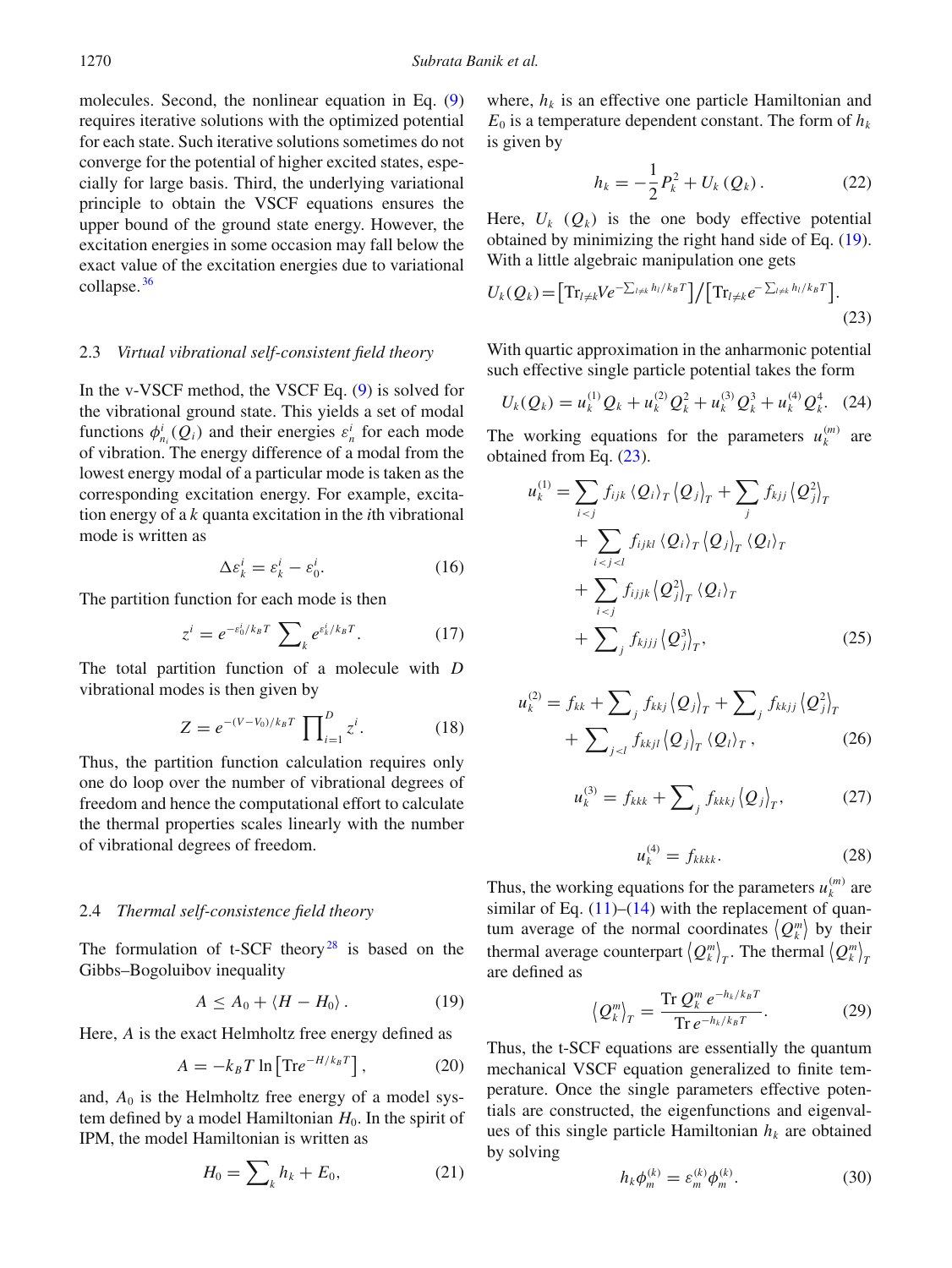molecules. Second, the nonlinear equation in Eq. (9) requires iterative solutions with the optimized potential for each state. Such iterative solutions sometimes do not converge for the potential of higher excited states, especially for large basis. Third, the underlying variational principle to obtain the VSCF equations ensures the upper bound of the ground state energy. However, the excitation energies in some occasion may fall below the exact value of the excitation energies due to variational collapse.[36]

### 2.3 *Virtual vibrational self-consistent field theory*

In the v-VSCF method, the VSCF Eq. (9) is solved for the vibrational ground state. This yields a set of modal functions $\phi^i_{n_i}(Q_i)$ and their energies $\varepsilon^i_n$ for each mode of vibration. The energy difference of a modal from the lowest energy modal of a particular mode is taken as the corresponding excitation energy. For example, excitation energy of a $k$ quanta excitation in the $i$th vibrational mode is written as

$$\Delta\varepsilon^i_k = \varepsilon^i_k - \varepsilon^i_0. \tag{16}$$

The partition function for each mode is then

$$z^i = e^{-\varepsilon^i_0/k_BT} \sum_k e^{\varepsilon^i_k/k_BT}. \tag{17}$$

The total partition function of a molecule with $D$ vibrational modes is then given by

$$Z = e^{-(V-V_0)/k_BT} \prod_{i=1}^{D} z^i. \tag{18}$$

Thus, the partition function calculation requires only one do loop over the number of vibrational degrees of freedom and hence the computational effort to calculate the thermal properties scales linearly with the number of vibrational degrees of freedom.

### 2.4 *Thermal self-consistence field theory*

The formulation of t-SCF theory[28] is based on the Gibbs–Bogoliubov inequality

$$A \le A_0 + \langle H - H_0 \rangle. \tag{19}$$

Here, $A$ is the exact Helmholtz free energy defined as

$$A = -k_BT \ln\left[\mathrm{Tr}e^{-H/k_BT}\right], \tag{20}$$

and, $A_0$ is the Helmholtz free energy of a model system defined by a model Hamiltonian $H_0$. In the spirit of IPM, the model Hamiltonian is written as

$$H_0 = \sum_k h_k + E_0, \tag{21}$$

where, $h_k$ is an effective one particle Hamiltonian and $E_0$ is a temperature dependent constant. The form of $h_k$ is given by

$$h_k = -\frac{1}{2}P_k^2 + U_k(Q_k). \tag{22}$$

Here, $U_k$ $(Q_k)$ is the one body effective potential obtained by minimizing the right hand side of Eq. (19). With a little algebraic manipulation one gets

$$U_k(Q_k) = \left[\mathrm{Tr}_{l\neq k} V e^{-\sum_{l\neq k} h_l/k_BT}\right] \Big/ \left[\mathrm{Tr}_{l\neq k} e^{-\sum_{l\neq k} h_l/k_BT}\right]. \tag{23}$$

With quartic approximation in the anharmonic potential such effective single particle potential takes the form

$$U_k(Q_k) = u_k^{(1)}Q_k + u_k^{(2)}Q_k^2 + u_k^{(3)}Q_k^3 + u_k^{(4)}Q_k^4. \tag{24}$$

The working equations for the parameters $u_k^{(m)}$ are obtained from Eq. (23).

$$\begin{aligned} u_k^{(1)} = &\sum_{i<j} f_{ijk}\langle Q_i\rangle_T \langle Q_j\rangle_T + \sum_j f_{kjj}\langle Q_j^2\rangle_T \\ &+ \sum_{i<j<l} f_{ijkl}\langle Q_i\rangle_T \langle Q_j\rangle_T \langle Q_l\rangle_T \\ &+ \sum_{i<j} f_{ijjk}\langle Q_j^2\rangle_T \langle Q_i\rangle_T \\ &+ \sum_j f_{kjjj}\langle Q_j^3\rangle_T, \end{aligned} \tag{25}$$

$$\begin{aligned} u_k^{(2)} = f_{kk} &+ \sum_j f_{kkj}\langle Q_j\rangle_T + \sum_j f_{kkjj}\langle Q_j^2\rangle_T \\ &+ \sum_{j<l} f_{kkjl}\langle Q_j\rangle_T \langle Q_l\rangle_T, \end{aligned} \tag{26}$$

$$u_k^{(3)} = f_{kkk} + \sum_j f_{kkkj}\langle Q_j\rangle_T, \tag{27}$$

$$u_k^{(4)} = f_{kkkk}. \tag{28}$$

Thus, the working equations for the parameters $u_k^{(m)}$ are similar of Eq. (11)–(14) with the replacement of quantum average of the normal coordinates $\langle Q_k^m\rangle$ by their thermal average counterpart $\langle Q_k^m\rangle_T$. The thermal $\langle Q_k^m\rangle_T$ are defined as

$$\langle Q_k^m\rangle_T = \frac{\mathrm{Tr}\, Q_k^m\, e^{-h_k/k_BT}}{\mathrm{Tr}\, e^{-h_k/k_BT}}. \tag{29}$$

Thus, the t-SCF equations are essentially the quantum mechanical VSCF equation generalized to finite temperature. Once the single parameters effective potentials are constructed, the eigenfunctions and eigenvalues of this single particle Hamiltonian $h_k$ are obtained by solving

$$h_k\phi_m^{(k)} = \varepsilon_m^{(k)}\phi_m^{(k)}. \tag{30}$$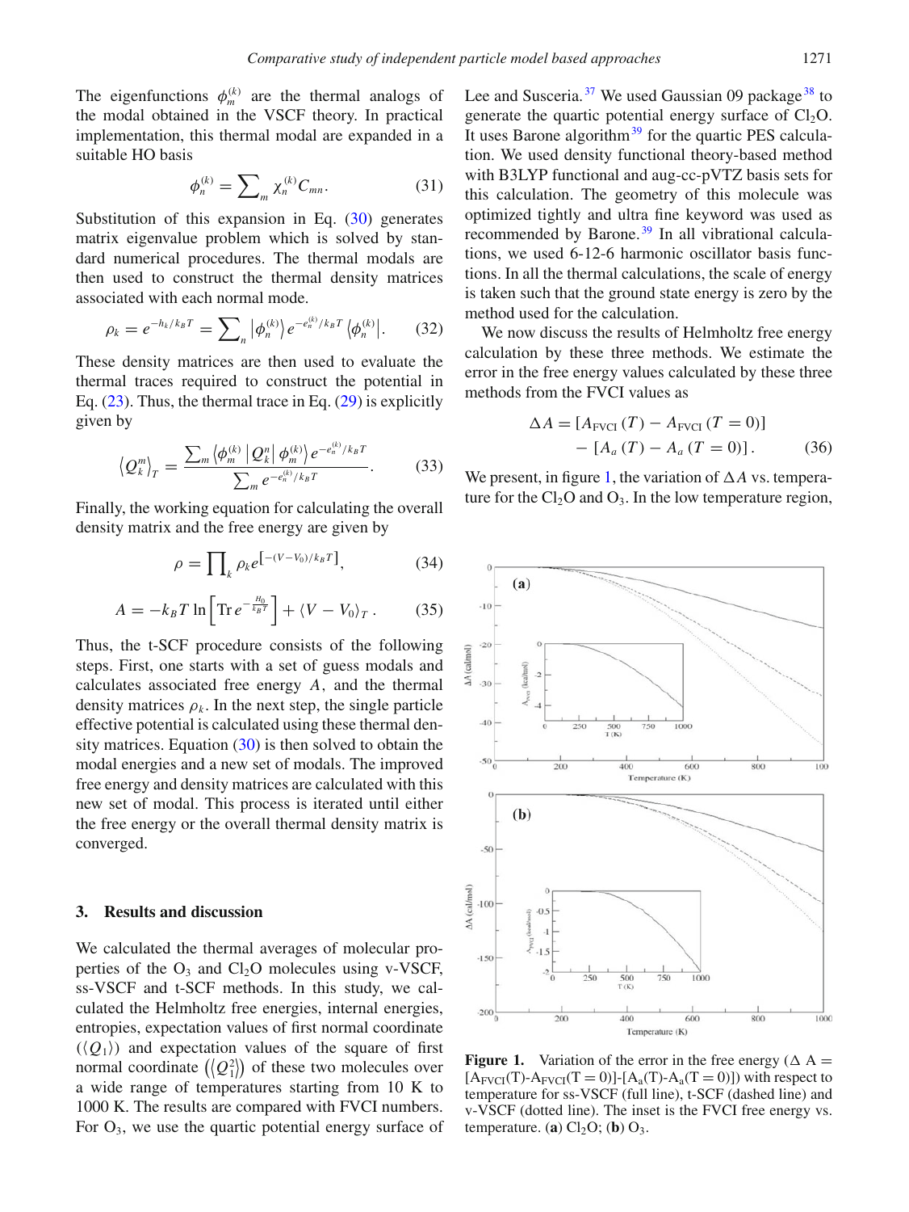The eigenfunctions $\phi_m^{(k)}$ are the thermal analogs of the modal obtained in the VSCF theory. In practical implementation, this thermal modal are expanded in a suitable HO basis

$$\phi_n^{(k)} = \sum\nolimits_m \chi_n^{(k)} C_{mn}. \tag{31}$$

Substitution of this expansion in Eq. (30) generates matrix eigenvalue problem which is solved by standard numerical procedures. The thermal modals are then used to construct the thermal density matrices associated with each normal mode.

$$\rho_k = e^{-h_k/k_B T} = \sum\nolimits_n \left|\phi_n^{(k)}\right\rangle e^{-e_n^{(k)}/k_B T} \left\langle\phi_n^{(k)}\right|. \tag{32}$$

These density matrices are then used to evaluate the thermal traces required to construct the potential in Eq. (23). Thus, the thermal trace in Eq. (29) is explicitly given by

$$\left\langle Q_k^m \right\rangle_T = \frac{\sum_m \left\langle \phi_m^{(k)} \left| Q_k^n \right| \phi_m^{(k)} \right\rangle e^{-e_n^{(k)}/k_B T}}{\sum_m e^{-e_n^{(k)}/k_B T}}. \tag{33}$$

Finally, the working equation for calculating the overall density matrix and the free energy are given by

$$\rho = \prod\nolimits_k \rho_k e^{\left[-(V-V_0)/k_B T\right]}, \tag{34}$$

$$A = -k_B T \ln\left[\mathrm{Tr}\, e^{-\frac{H_0}{k_B T}}\right] + \langle V - V_0 \rangle_T\,. \tag{35}$$

Thus, the t-SCF procedure consists of the following steps. First, one starts with a set of guess modals and calculates associated free energy $A$, and the thermal density matrices $\rho_k$. In the next step, the single particle effective potential is calculated using these thermal density matrices. Equation (30) is then solved to obtain the modal energies and a new set of modals. The improved free energy and density matrices are calculated with this new set of modal. This process is iterated until either the free energy or the overall thermal density matrix is converged.

## 3. Results and discussion

We calculated the thermal averages of molecular properties of the $O_3$ and $Cl_2O$ molecules using v-VSCF, ss-VSCF and t-SCF methods. In this study, we calculated the Helmholtz free energies, internal energies, entropies, expectation values of first normal coordinate ($\langle Q_1 \rangle$) and expectation values of the square of first normal coordinate $\left(\left\langle Q_1^2 \right\rangle\right)$ of these two molecules over a wide range of temperatures starting from 10 K to 1000 K. The results are compared with FVCI numbers. For $O_3$, we use the quartic potential energy surface of Lee and Susceria.[37] We used Gaussian 09 package[38] to generate the quartic potential energy surface of $Cl_2O$. It uses Barone algorithm[39] for the quartic PES calculation. We used density functional theory-based method with B3LYP functional and aug-cc-pVTZ basis sets for this calculation. The geometry of this molecule was optimized tightly and ultra fine keyword was used as recommended by Barone.[39] In all vibrational calculations, we used 6-12-6 harmonic oscillator basis functions. In all the thermal calculations, the scale of energy is taken such that the ground state energy is zero by the method used for the calculation.

We now discuss the results of Helmholtz free energy calculation by these three methods. We estimate the error in the free energy values calculated by these three methods from the FVCI values as

$$\Delta A = \left[A_{\mathrm{FVCI}}(T) - A_{\mathrm{FVCI}}(T=0)\right] - \left[A_a(T) - A_a(T=0)\right]. \tag{36}$$

We present, in figure 1, the variation of $\Delta A$ vs. temperature for the $Cl_2O$ and $O_3$. In the low temperature region,

**Figure 1.** Variation of the error in the free energy ($\Delta$ A = $[A_{\mathrm{FVCI}}(T)$-$A_{\mathrm{FVCI}}(T=0)]$-$[A_a(T)$-$A_a(T=0)]$) with respect to temperature for ss-VSCF (full line), t-SCF (dashed line) and v-VSCF (dotted line). The inset is the FVCI free energy vs. temperature. (**a**) $Cl_2O$; (**b**) $O_3$.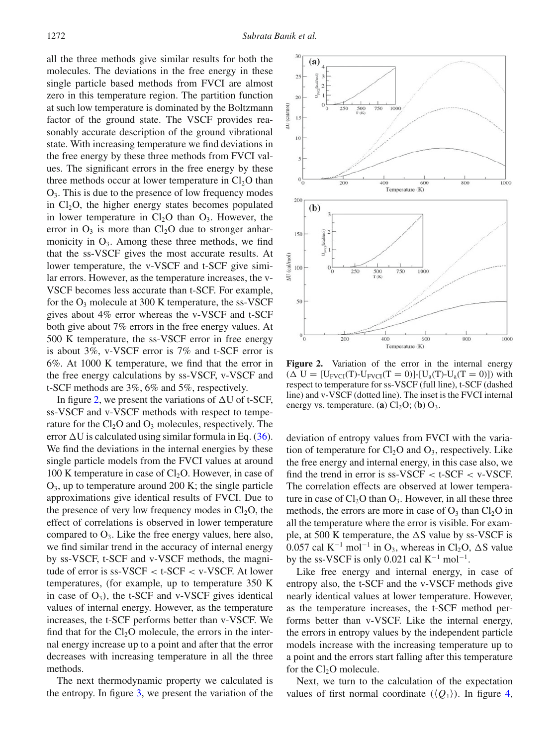all the three methods give similar results for both the molecules. The deviations in the free energy in these single particle based methods from FVCI are almost zero in this temperature region. The partition function at such low temperature is dominated by the Boltzmann factor of the ground state. The VSCF provides reasonably accurate description of the ground vibrational state. With increasing temperature we find deviations in the free energy by these three methods from FVCI values. The significant errors in the free energy by these three methods occur at lower temperature in $Cl_2O$ than $O_3$. This is due to the presence of low frequency modes in $Cl_2O$, the higher energy states becomes populated in lower temperature in $Cl_2O$ than $O_3$. However, the error in $O_3$ is more than $Cl_2O$ due to stronger anharmonicity in $O_3$. Among these three methods, we find that the ss-VSCF gives the most accurate results. At lower temperature, the v-VSCF and t-SCF give similar errors. However, as the temperature increases, the v-VSCF becomes less accurate than t-SCF. For example, for the $O_3$ molecule at 300 K temperature, the ss-VSCF gives about 4% error whereas the v-VSCF and t-SCF both give about 7% errors in the free energy values. At 500 K temperature, the ss-VSCF error in free energy is about 3%, v-VSCF error is 7% and t-SCF error is 6%. At 1000 K temperature, we find that the error in the free energy calculations by ss-VSCF, v-VSCF and t-SCF methods are 3%, 6% and 5%, respectively.

In figure 2, we present the variations of $\Delta$U of t-SCF, ss-VSCF and v-VSCF methods with respect to temperature for the $Cl_2O$ and $O_3$ molecules, respectively. The error $\Delta$U is calculated using similar formula in Eq. (36). We find the deviations in the internal energies by these single particle models from the FVCI values at around 100 K temperature in case of $Cl_2O$. However, in case of $O_3$, up to temperature around 200 K; the single particle approximations give identical results of FVCI. Due to the presence of very low frequency modes in $Cl_2O$, the effect of correlations is observed in lower temperature compared to $O_3$. Like the free energy values, here also, we find similar trend in the accuracy of internal energy by ss-VSCF, t-SCF and v-VSCF methods, the magnitude of error is ss-VSCF < t-SCF < v-VSCF. At lower temperatures, (for example, up to temperature 350 K in case of $O_3$), the t-SCF and v-VSCF gives identical values of internal energy. However, as the temperature increases, the t-SCF performs better than v-VSCF. We find that for the $Cl_2O$ molecule, the errors in the internal energy increase up to a point and after that the error decreases with increasing temperature in all the three methods.

The next thermodynamic property we calculated is the entropy. In figure 3, we present the variation of the deviation of entropy values from FVCI with the variation of temperature for $Cl_2O$ and $O_3$, respectively. Like the free energy and internal energy, in this case also, we find the trend in error is ss-VSCF < t-SCF < v-VSCF. The correlation effects are observed at lower temperature in case of $Cl_2O$ than $O_3$. However, in all these three methods, the errors are more in case of $O_3$ than $Cl_2O$ in all the temperature where the error is visible. For example, at 500 K temperature, the $\Delta$S value by ss-VSCF is 0.057 cal $K^{-1}$ $mol^{-1}$ in $O_3$, whereas in $Cl_2O$, $\Delta$S value by the ss-VSCF is only 0.021 cal $K^{-1}$ $mol^{-1}$.

Like free energy and internal energy, in case of entropy also, the t-SCF and the v-VSCF methods give nearly identical values at lower temperature. However, as the temperature increases, the t-SCF method performs better than v-VSCF. Like the internal energy, the errors in entropy values by the independent particle models increase with the increasing temperature up to a point and the errors start falling after this temperature for the $Cl_2O$ molecule.

Next, we turn to the calculation of the expectation values of first normal coordinate ($\langle Q_1 \rangle$). In figure 4,

**Figure 2.** Variation of the error in the internal energy ($\Delta$ U = $[U_{FVCI}(T)\text{-}U_{FVCI}(T = 0)]\text{-}[U_a(T)\text{-}U_a(T = 0)]$) with respect to temperature for ss-VSCF (full line), t-SCF (dashed line) and v-VSCF (dotted line). The inset is the FVCI internal energy vs. temperature. (**a**) $Cl_2O$; (**b**) $O_3$.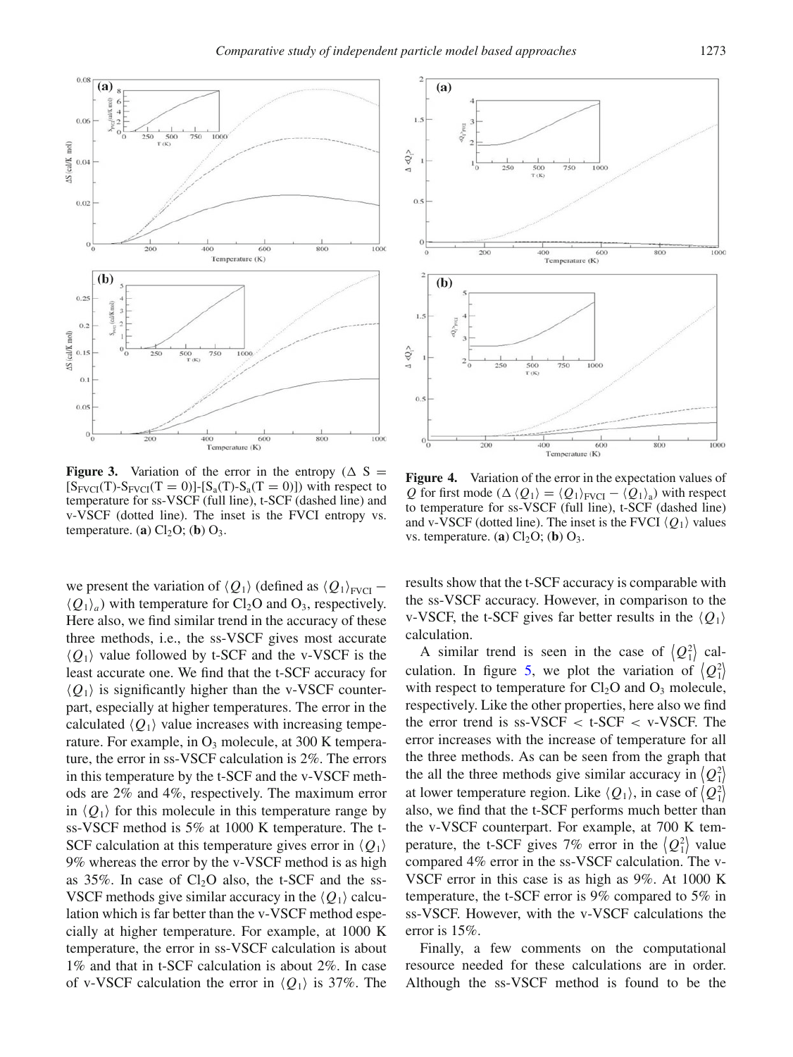**Figure 3.** Variation of the error in the entropy ($\Delta$ S = $[S_{FVCI}(T)-S_{FVCI}(T=0)]-[S_a(T)-S_a(T=0)]$) with respect to temperature for ss-VSCF (full line), t-SCF (dashed line) and v-VSCF (dotted line). The inset is the FVCI entropy vs. temperature. (**a**) $Cl_2O$; (**b**) $O_3$.

**Figure 4.** Variation of the error in the expectation values of $Q$ for first mode ($\Delta \langle Q_1 \rangle = \langle Q_1 \rangle_{FVCI} - \langle Q_1 \rangle_a$) with respect to temperature for ss-VSCF (full line), t-SCF (dashed line) and v-VSCF (dotted line). The inset is the FVCI $\langle Q_1 \rangle$ values vs. temperature. (**a**) $Cl_2O$; (**b**) $O_3$.

we present the variation of $\langle Q_1 \rangle$ (defined as $\langle Q_1 \rangle_{FVCI} - \langle Q_1 \rangle_a$) with temperature for $Cl_2O$ and $O_3$, respectively. Here also, we find similar trend in the accuracy of these three methods, i.e., the ss-VSCF gives most accurate $\langle Q_1 \rangle$ value followed by t-SCF and the v-VSCF is the least accurate one. We find that the t-SCF accuracy for $\langle Q_1 \rangle$ is significantly higher than the v-VSCF counterpart, especially at higher temperatures. The error in the calculated $\langle Q_1 \rangle$ value increases with increasing temperature. For example, in $O_3$ molecule, at 300 K temperature, the error in ss-VSCF calculation is 2%. The errors in this temperature by the t-SCF and the v-VSCF methods are 2% and 4%, respectively. The maximum error in $\langle Q_1 \rangle$ for this molecule in this temperature range by ss-VSCF method is 5% at 1000 K temperature. The t-SCF calculation at this temperature gives error in $\langle Q_1 \rangle$ 9% whereas the error by the v-VSCF method is as high as 35%. In case of $Cl_2O$ also, the t-SCF and the ss-VSCF methods give similar accuracy in the $\langle Q_1 \rangle$ calculation which is far better than the v-VSCF method especially at higher temperature. For example, at 1000 K temperature, the error in ss-VSCF calculation is about 1% and that in t-SCF calculation is about 2%. In case of v-VSCF calculation the error in $\langle Q_1 \rangle$ is 37%. The results show that the t-SCF accuracy is comparable with the ss-VSCF accuracy. However, in comparison to the v-VSCF, the t-SCF gives far better results in the $\langle Q_1 \rangle$ calculation.

A similar trend is seen in the case of $\langle Q_1^2 \rangle$ calculation. In figure 5, we plot the variation of $\langle Q_1^2 \rangle$ with respect to temperature for $Cl_2O$ and $O_3$ molecule, respectively. Like the other properties, here also we find the error trend is ss-VSCF < t-SCF < v-VSCF. The error increases with the increase of temperature for all the three methods. As can be seen from the graph that the all the three methods give similar accuracy in $\langle Q_1^2 \rangle$ at lower temperature region. Like $\langle Q_1 \rangle$, in case of $\langle Q_1^2 \rangle$ also, we find that the t-SCF performs much better than the v-VSCF counterpart. For example, at 700 K temperature, the t-SCF gives 7% error in the $\langle Q_1^2 \rangle$ value compared 4% error in the ss-VSCF calculation. The v-VSCF error in this case is as high as 9%. At 1000 K temperature, the t-SCF error is 9% compared to 5% in ss-VSCF. However, with the v-VSCF calculations the error is 15%.

Finally, a few comments on the computational resource needed for these calculations are in order. Although the ss-VSCF method is found to be the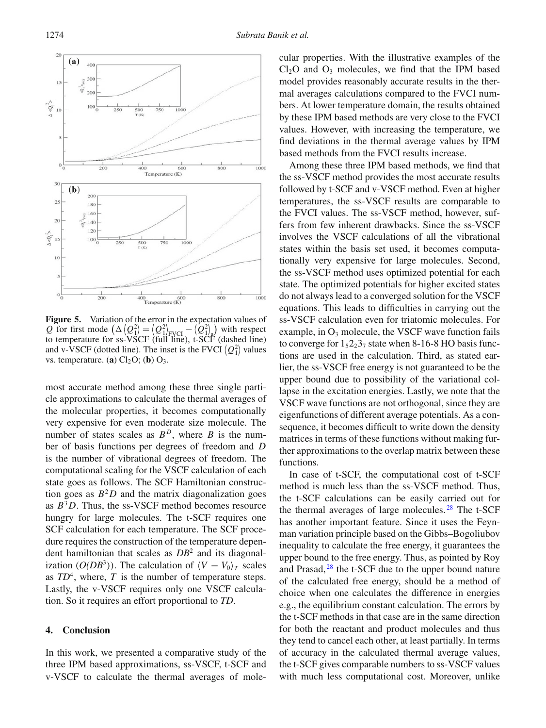**Figure 5.** Variation of the error in the expectation values of $Q$ for first mode $\left(\Delta\langle Q_1^2\rangle = \langle Q_1^2\rangle_{\text{FVCI}} - \langle Q_1^2\rangle_a\right)$ with respect to temperature for ss-VSCF (full line), t-SCF (dashed line) and v-VSCF (dotted line). The inset is the FVCI $\langle Q_1^2\rangle$ values vs. temperature. (**a**) $Cl_2O$; (**b**) $O_3$.

most accurate method among these three single particle approximations to calculate the thermal averages of the molecular properties, it becomes computationally very expensive for even moderate size molecule. The number of states scales as $B^D$, where $B$ is the number of basis functions per degrees of freedom and $D$ is the number of vibrational degrees of freedom. The computational scaling for the VSCF calculation of each state goes as follows. The SCF Hamiltonian construction goes as $B^2D$ and the matrix diagonalization goes as $B^3D$. Thus, the ss-VSCF method becomes resource hungry for large molecules. The t-SCF requires one SCF calculation for each temperature. The SCF procedure requires the construction of the temperature dependent hamiltonian that scales as $DB^2$ and its diagonalization ($O(DB^3)$). The calculation of $\langle V - V_0\rangle_T$ scales as $TD^4$, where, $T$ is the number of temperature steps. Lastly, the v-VSCF requires only one VSCF calculation. So it requires an effort proportional to $TD$.

## 4. Conclusion

In this work, we presented a comparative study of the three IPM based approximations, ss-VSCF, t-SCF and v-VSCF to calculate the thermal averages of molecular properties. With the illustrative examples of the $Cl_2O$ and $O_3$ molecules, we find that the IPM based model provides reasonably accurate results in the thermal averages calculations compared to the FVCI numbers. At lower temperature domain, the results obtained by these IPM based methods are very close to the FVCI values. However, with increasing the temperature, we find deviations in the thermal average values by IPM based methods from the FVCI results increase.

Among these three IPM based methods, we find that the ss-VSCF method provides the most accurate results followed by t-SCF and v-VSCF method. Even at higher temperatures, the ss-VSCF results are comparable to the FVCI values. The ss-VSCF method, however, suffers from few inherent drawbacks. Since the ss-VSCF involves the VSCF calculations of all the vibrational states within the basis set used, it becomes computationally very expensive for large molecules. Second, the ss-VSCF method uses optimized potential for each state. The optimized potentials for higher excited states do not always lead to a converged solution for the VSCF equations. This leads to difficulties in carrying out the ss-VSCF calculation even for triatomic molecules. For example, in $O_3$ molecule, the VSCF wave function fails to converge for $1_5 2_2 3_7$ state when 8-16-8 HO basis functions are used in the calculation. Third, as stated earlier, the ss-VSCF free energy is not guaranteed to be the upper bound due to possibility of the variational collapse in the excitation energies. Lastly, we note that the VSCF wave functions are not orthogonal, since they are eigenfunctions of different average potentials. As a consequence, it becomes difficult to write down the density matrices in terms of these functions without making further approximations to the overlap matrix between these functions.

In case of t-SCF, the computational cost of t-SCF method is much less than the ss-VSCF method. Thus, the t-SCF calculations can be easily carried out for the thermal averages of large molecules.[28] The t-SCF has another important feature. Since it uses the Feynman variation principle based on the Gibbs–Bogoliubov inequality to calculate the free energy, it guarantees the upper bound to the free energy. Thus, as pointed by Roy and Prasad,[28] the t-SCF due to the upper bound nature of the calculated free energy, should be a method of choice when one calculates the difference in energies e.g., the equilibrium constant calculation. The errors by the t-SCF methods in that case are in the same direction for both the reactant and product molecules and thus they tend to cancel each other, at least partially. In terms of accuracy in the calculated thermal average values, the t-SCF gives comparable numbers to ss-VSCF values with much less computational cost. Moreover, unlike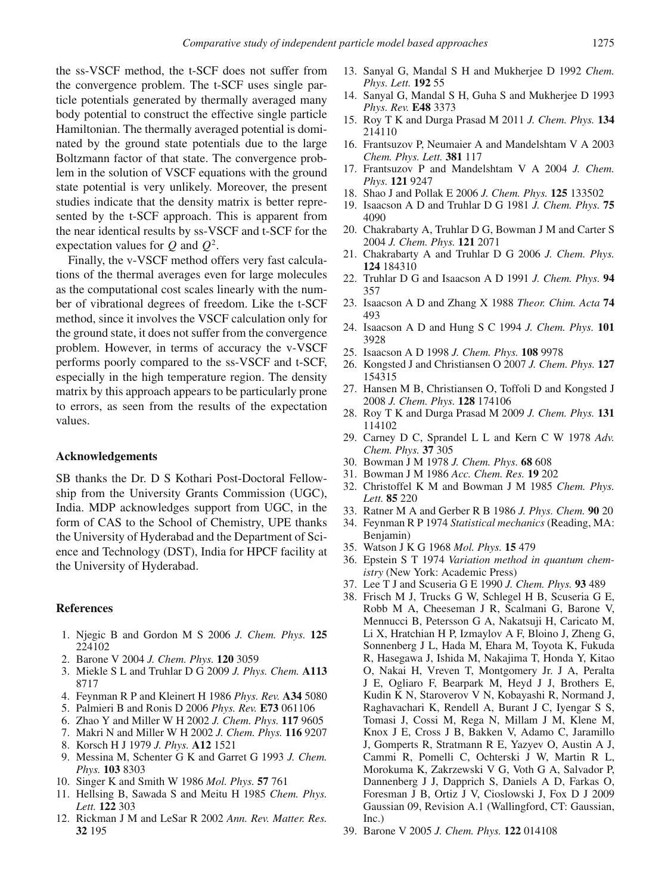the ss-VSCF method, the t-SCF does not suffer from the convergence problem. The t-SCF uses single particle potentials generated by thermally averaged many body potential to construct the effective single particle Hamiltonian. The thermally averaged potential is dominated by the ground state potentials due to the large Boltzmann factor of that state. The convergence problem in the solution of VSCF equations with the ground state potential is very unlikely. Moreover, the present studies indicate that the density matrix is better represented by the t-SCF approach. This is apparent from the near identical results by ss-VSCF and t-SCF for the expectation values for $Q$ and $Q^2$.

Finally, the v-VSCF method offers very fast calculations of the thermal averages even for large molecules as the computational cost scales linearly with the number of vibrational degrees of freedom. Like the t-SCF method, since it involves the VSCF calculation only for the ground state, it does not suffer from the convergence problem. However, in terms of accuracy the v-VSCF performs poorly compared to the ss-VSCF and t-SCF, especially in the high temperature region. The density matrix by this approach appears to be particularly prone to errors, as seen from the results of the expectation values.

### Acknowledgements

SB thanks the Dr. D S Kothari Post-Doctoral Fellowship from the University Grants Commission (UGC), India. MDP acknowledges support from UGC, in the form of CAS to the School of Chemistry, UPE thanks the University of Hyderabad and the Department of Science and Technology (DST), India for HPCF facility at the University of Hyderabad.

### References

1. Njegic B and Gordon M S 2006 *J. Chem. Phys.* **125** 224102
2. Barone V 2004 *J. Chem. Phys.* **120** 3059
3. Miekle S L and Truhlar D G 2009 *J. Phys. Chem.* **A113** 8717
4. Feynman R P and Kleinert H 1986 *Phys. Rev.* **A34** 5080
5. Palmieri B and Ronis D 2006 *Phys. Rev.* **E73** 061106
6. Zhao Y and Miller W H 2002 *J. Chem. Phys.* **117** 9605
7. Makri N and Miller W H 2002 *J. Chem. Phys.* **116** 9207
8. Korsch H J 1979 *J. Phys.* **A12** 1521
9. Messina M, Schenter G K and Garret G 1993 *J. Chem. Phys.* **103** 8303
10. Singer K and Smith W 1986 *Mol. Phys.* **57** 761
11. Hellsing B, Sawada S and Meitu H 1985 *Chem. Phys. Lett.* **122** 303
12. Rickman J M and LeSar R 2002 *Ann. Rev. Matter. Res.* **32** 195
13. Sanyal G, Mandal S H and Mukherjee D 1992 *Chem. Phys. Lett.* **192** 55
14. Sanyal G, Mandal S H, Guha S and Mukherjee D 1993 *Phys. Rev.* **E48** 3373
15. Roy T K and Durga Prasad M 2011 *J. Chem. Phys.* **134** 214110
16. Frantsuzov P, Neumaier A and Mandelshtam V A 2003 *Chem. Phys. Lett.* **381** 117
17. Frantsuzov P and Mandelshtam V A 2004 *J. Chem. Phys.* **121** 9247
18. Shao J and Pollak E 2006 *J. Chem. Phys.* **125** 133502
19. Isaacson A D and Truhlar D G 1981 *J. Chem. Phys.* **75** 4090
20. Chakrabarty A, Truhlar D G, Bowman J M and Carter S 2004 *J. Chem. Phys.* **121** 2071
21. Chakrabarty A and Truhlar D G 2006 *J. Chem. Phys.* **124** 184310
22. Truhlar D G and Isaacson A D 1991 *J. Chem. Phys.* **94** 357
23. Isaacson A D and Zhang X 1988 *Theor. Chim. Acta* **74** 493
24. Isaacson A D and Hung S C 1994 *J. Chem. Phys.* **101** 3928
25. Isaacson A D 1998 *J. Chem. Phys.* **108** 9978
26. Kongsted J and Christiansen O 2007 *J. Chem. Phys.* **127** 154315
27. Hansen M B, Christiansen O, Toffoli D and Kongsted J 2008 *J. Chem. Phys.* **128** 174106
28. Roy T K and Durga Prasad M 2009 *J. Chem. Phys.* **131** 114102
29. Carney D C, Sprandel L L and Kern C W 1978 *Adv. Chem. Phys.* **37** 305
30. Bowman J M 1978 *J. Chem. Phys.* **68** 608
31. Bowman J M 1986 *Acc. Chem. Res.* **19** 202
32. Christoffel K M and Bowman J M 1985 *Chem. Phys. Lett.* **85** 220
33. Ratner M A and Gerber R B 1986 *J. Phys. Chem.* **90** 20
34. Feynman R P 1974 *Statistical mechanics* (Reading, MA: Benjamin)
35. Watson J K G 1968 *Mol. Phys.* **15** 479
36. Epstein S T 1974 *Variation method in quantum chemistry* (New York: Academic Press)
37. Lee T J and Scuseria G E 1990 *J. Chem. Phys.* **93** 489
38. Frisch M J, Trucks G W, Schlegel H B, Scuseria G E, Robb M A, Cheeseman J R, Scalmani G, Barone V, Mennucci B, Petersson G A, Nakatsuji H, Caricato M, Li X, Hratchian H P, Izmaylov A F, Bloino J, Zheng G, Sonnenberg J L, Hada M, Ehara M, Toyota K, Fukuda R, Hasegawa J, Ishida M, Nakajima T, Honda Y, Kitao O, Nakai H, Vreven T, Montgomery Jr. J A, Peralta J E, Ogliaro F, Bearpark M, Heyd J J, Brothers E, Kudin K N, Staroverov V N, Kobayashi R, Normand J, Raghavachari K, Rendell A, Burant J C, Iyengar S S, Tomasi J, Cossi M, Rega N, Millam J M, Klene M, Knox J E, Cross J B, Bakken V, Adamo C, Jaramillo J, Gomperts R, Stratmann R E, Yazyev O, Austin A J, Cammi R, Pomelli C, Ochterski J W, Martin R L, Morokuma K, Zakrzewski V G, Voth G A, Salvador P, Dannenberg J J, Dapprich S, Daniels A D, Farkas O, Foresman J B, Ortiz J V, Cioslowski J, Fox D J 2009 Gaussian 09, Revision A.1 (Wallingford, CT: Gaussian, Inc.)
39. Barone V 2005 *J. Chem. Phys.* **122** 014108